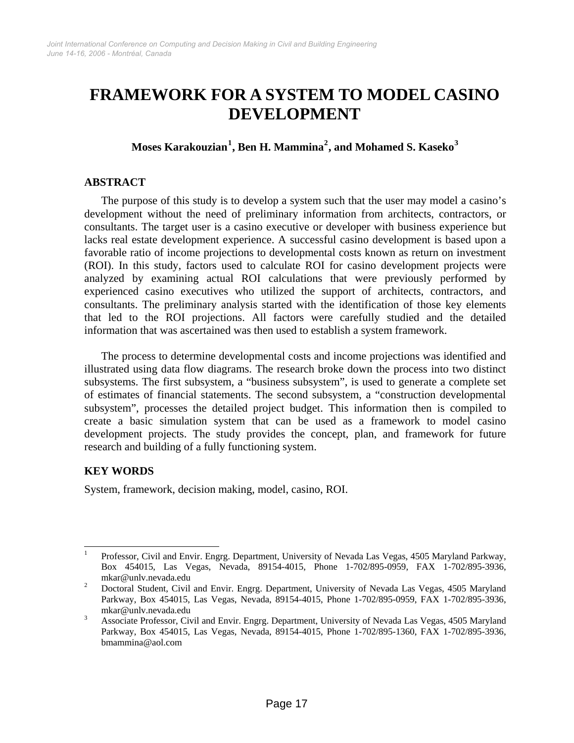# FRAMEWORK FOR A SYSTEM TO MODEL CASINO DEVELOPMENT

**Moses Karakouzian[1], Ben H. Mammina[2], and Mohamed S. Kaseko[3]**

## ABSTRACT

The purpose of this study is to develop a system such that the user may model a casino's development without the need of preliminary information from architects, contractors, or consultants. The target user is a casino executive or developer with business experience but lacks real estate development experience. A successful casino development is based upon a favorable ratio of income projections to developmental costs known as return on investment (ROI). In this study, factors used to calculate ROI for casino development projects were analyzed by examining actual ROI calculations that were previously performed by experienced casino executives who utilized the support of architects, contractors, and consultants. The preliminary analysis started with the identification of those key elements that led to the ROI projections. All factors were carefully studied and the detailed information that was ascertained was then used to establish a system framework.

The process to determine developmental costs and income projections was identified and illustrated using data flow diagrams. The research broke down the process into two distinct subsystems. The first subsystem, a "business subsystem", is used to generate a complete set of estimates of financial statements. The second subsystem, a "construction developmental subsystem", processes the detailed project budget. This information then is compiled to create a basic simulation system that can be used as a framework to model casino development projects. The study provides the concept, plan, and framework for future research and building of a fully functioning system.

## KEY WORDS

System, framework, decision making, model, casino, ROI.

---

[1] Professor, Civil and Envir. Engrg. Department, University of Nevada Las Vegas, 4505 Maryland Parkway, Box 454015, Las Vegas, Nevada, 89154-4015, Phone 1-702/895-0959, FAX 1-702/895-3936, mkar@unlv.nevada.edu

[2] Doctoral Student, Civil and Envir. Engrg. Department, University of Nevada Las Vegas, 4505 Maryland Parkway, Box 454015, Las Vegas, Nevada, 89154-4015, Phone 1-702/895-0959, FAX 1-702/895-3936, mkar@unlv.nevada.edu

[3] Associate Professor, Civil and Envir. Engrg. Department, University of Nevada Las Vegas, 4505 Maryland Parkway, Box 454015, Las Vegas, Nevada, 89154-4015, Phone 1-702/895-1360, FAX 1-702/895-3936, bmammina@aol.com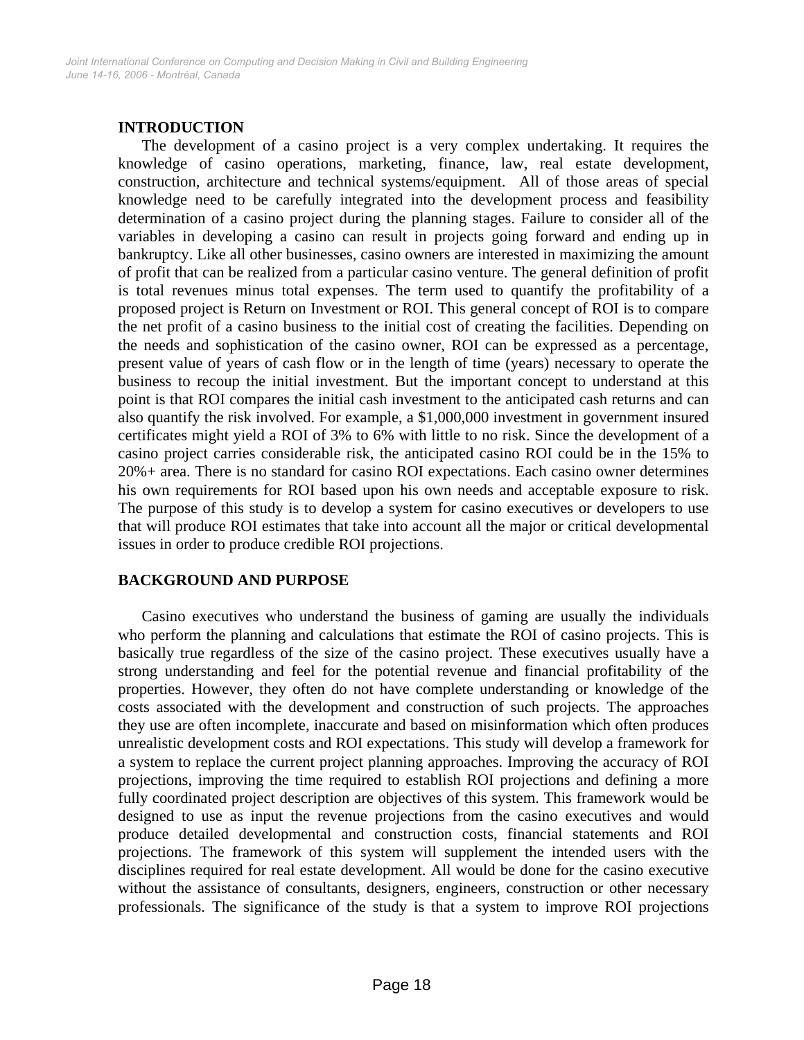## INTRODUCTION

The development of a casino project is a very complex undertaking. It requires the knowledge of casino operations, marketing, finance, law, real estate development, construction, architecture and technical systems/equipment. All of those areas of special knowledge need to be carefully integrated into the development process and feasibility determination of a casino project during the planning stages. Failure to consider all of the variables in developing a casino can result in projects going forward and ending up in bankruptcy. Like all other businesses, casino owners are interested in maximizing the amount of profit that can be realized from a particular casino venture. The general definition of profit is total revenues minus total expenses. The term used to quantify the profitability of a proposed project is Return on Investment or ROI. This general concept of ROI is to compare the net profit of a casino business to the initial cost of creating the facilities. Depending on the needs and sophistication of the casino owner, ROI can be expressed as a percentage, present value of years of cash flow or in the length of time (years) necessary to operate the business to recoup the initial investment. But the important concept to understand at this point is that ROI compares the initial cash investment to the anticipated cash returns and can also quantify the risk involved. For example, a $1,000,000 investment in government insured certificates might yield a ROI of 3% to 6% with little to no risk. Since the development of a casino project carries considerable risk, the anticipated casino ROI could be in the 15% to 20%+ area. There is no standard for casino ROI expectations. Each casino owner determines his own requirements for ROI based upon his own needs and acceptable exposure to risk. The purpose of this study is to develop a system for casino executives or developers to use that will produce ROI estimates that take into account all the major or critical developmental issues in order to produce credible ROI projections.

## BACKGROUND AND PURPOSE

Casino executives who understand the business of gaming are usually the individuals who perform the planning and calculations that estimate the ROI of casino projects. This is basically true regardless of the size of the casino project. These executives usually have a strong understanding and feel for the potential revenue and financial profitability of the properties. However, they often do not have complete understanding or knowledge of the costs associated with the development and construction of such projects. The approaches they use are often incomplete, inaccurate and based on misinformation which often produces unrealistic development costs and ROI expectations. This study will develop a framework for a system to replace the current project planning approaches. Improving the accuracy of ROI projections, improving the time required to establish ROI projections and defining a more fully coordinated project description are objectives of this system. This framework would be designed to use as input the revenue projections from the casino executives and would produce detailed developmental and construction costs, financial statements and ROI projections. The framework of this system will supplement the intended users with the disciplines required for real estate development. All would be done for the casino executive without the assistance of consultants, designers, engineers, construction or other necessary professionals. The significance of the study is that a system to improve ROI projections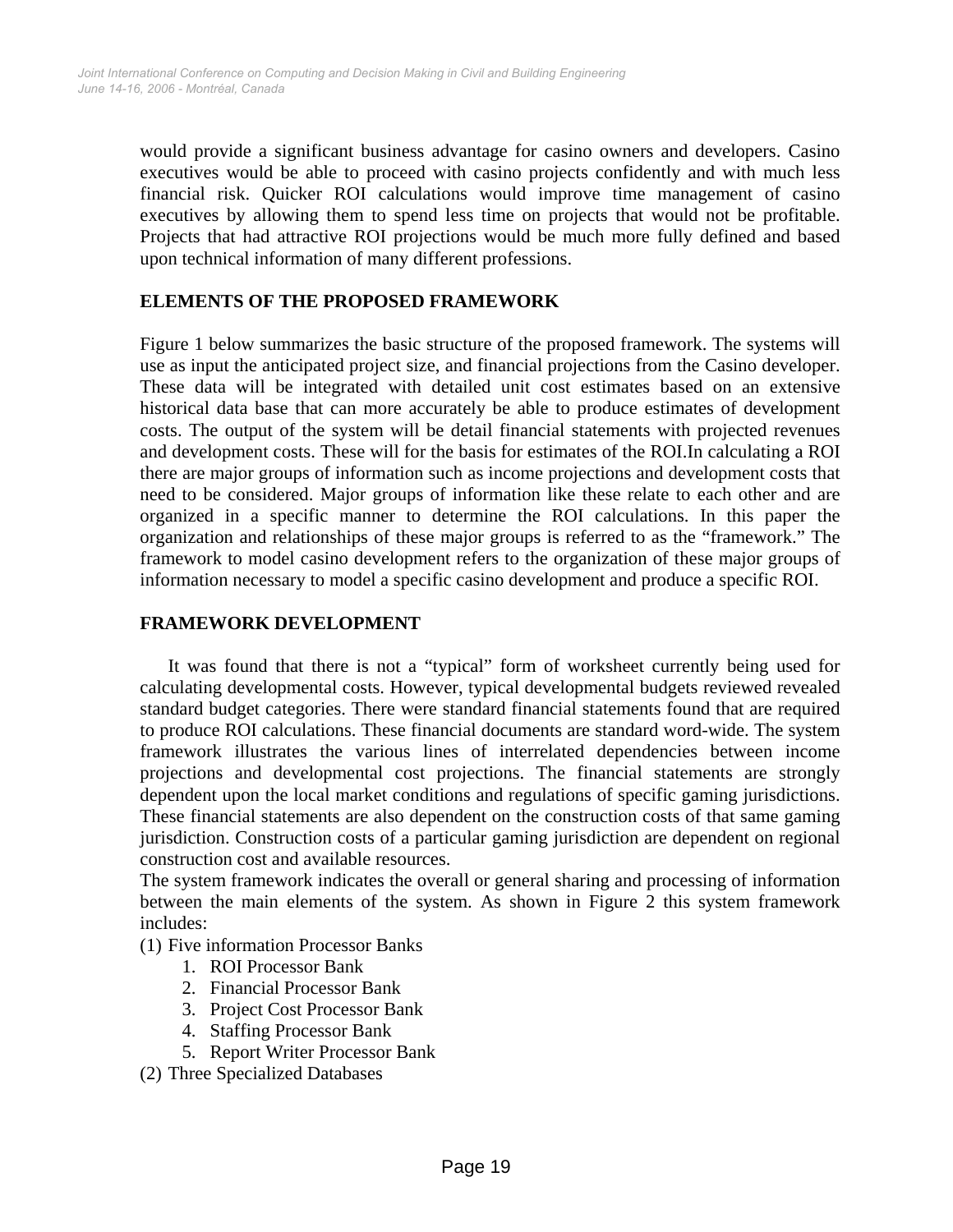would provide a significant business advantage for casino owners and developers. Casino executives would be able to proceed with casino projects confidently and with much less financial risk. Quicker ROI calculations would improve time management of casino executives by allowing them to spend less time on projects that would not be profitable. Projects that had attractive ROI projections would be much more fully defined and based upon technical information of many different professions.

## ELEMENTS OF THE PROPOSED FRAMEWORK

Figure 1 below summarizes the basic structure of the proposed framework. The systems will use as input the anticipated project size, and financial projections from the Casino developer. These data will be integrated with detailed unit cost estimates based on an extensive historical data base that can more accurately be able to produce estimates of development costs. The output of the system will be detail financial statements with projected revenues and development costs. These will for the basis for estimates of the ROI.In calculating a ROI there are major groups of information such as income projections and development costs that need to be considered. Major groups of information like these relate to each other and are organized in a specific manner to determine the ROI calculations. In this paper the organization and relationships of these major groups is referred to as the "framework." The framework to model casino development refers to the organization of these major groups of information necessary to model a specific casino development and produce a specific ROI.

## FRAMEWORK DEVELOPMENT

It was found that there is not a "typical" form of worksheet currently being used for calculating developmental costs. However, typical developmental budgets reviewed revealed standard budget categories. There were standard financial statements found that are required to produce ROI calculations. These financial documents are standard word-wide. The system framework illustrates the various lines of interrelated dependencies between income projections and developmental cost projections. The financial statements are strongly dependent upon the local market conditions and regulations of specific gaming jurisdictions. These financial statements are also dependent on the construction costs of that same gaming jurisdiction. Construction costs of a particular gaming jurisdiction are dependent on regional construction cost and available resources.

The system framework indicates the overall or general sharing and processing of information between the main elements of the system. As shown in Figure 2 this system framework includes:

(1) Five information Processor Banks
   1. ROI Processor Bank
   2. Financial Processor Bank
   3. Project Cost Processor Bank
   4. Staffing Processor Bank
   5. Report Writer Processor Bank

(2) Three Specialized Databases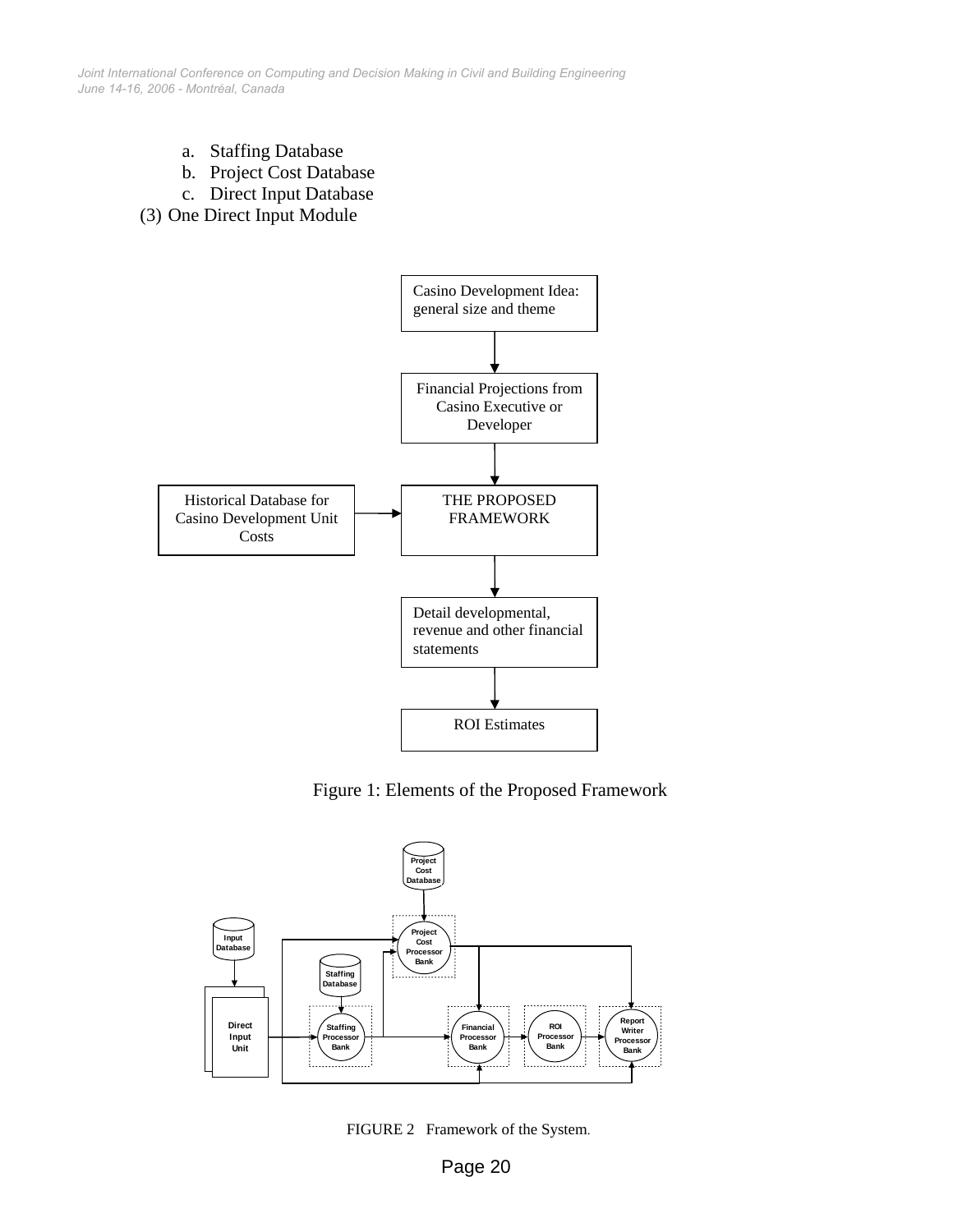a. Staffing Database
   b. Project Cost Database
   c. Direct Input Database

(3) One Direct Input Module

Casino Development Idea: general size and theme

Financial Projections from Casino Executive or Developer

Historical Database for Casino Development Unit Costs

THE PROPOSED FRAMEWORK

Detail developmental, revenue and other financial statements

ROI Estimates

Figure 1: Elements of the Proposed Framework

Project Cost Database

Input Database

Project Cost Processor Bank

Staffing Database

Direct Input Unit

Staffing Processor Bank

Financial Processor Bank

ROI Processor Bank

Report Writer Processor Bank

FIGURE 2 Framework of the System.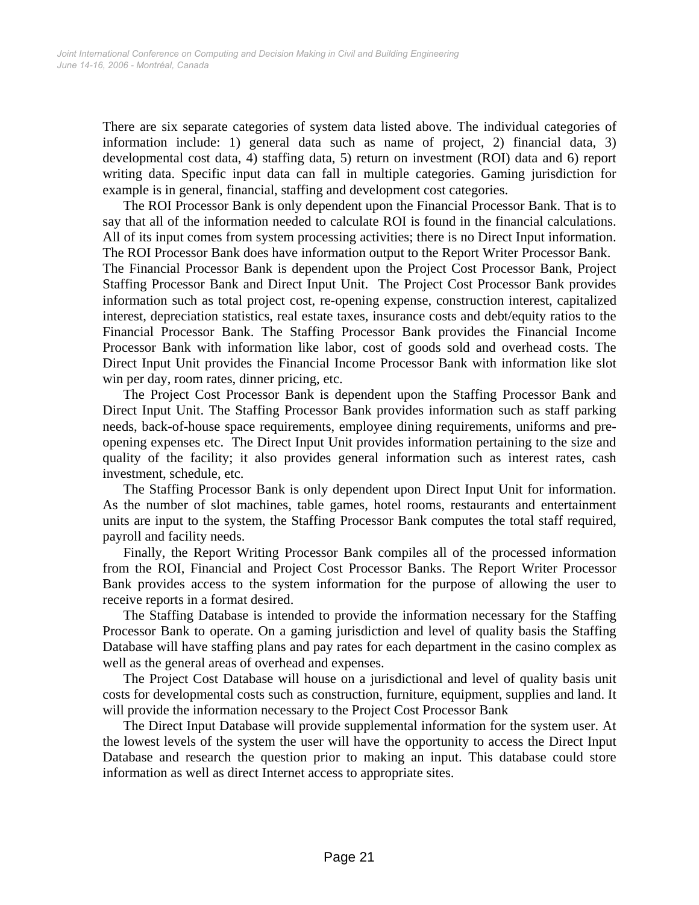There are six separate categories of system data listed above. The individual categories of information include: 1) general data such as name of project, 2) financial data, 3) developmental cost data, 4) staffing data, 5) return on investment (ROI) data and 6) report writing data. Specific input data can fall in multiple categories. Gaming jurisdiction for example is in general, financial, staffing and development cost categories.

The ROI Processor Bank is only dependent upon the Financial Processor Bank. That is to say that all of the information needed to calculate ROI is found in the financial calculations. All of its input comes from system processing activities; there is no Direct Input information. The ROI Processor Bank does have information output to the Report Writer Processor Bank. The Financial Processor Bank is dependent upon the Project Cost Processor Bank, Project Staffing Processor Bank and Direct Input Unit. The Project Cost Processor Bank provides information such as total project cost, re-opening expense, construction interest, capitalized interest, depreciation statistics, real estate taxes, insurance costs and debt/equity ratios to the Financial Processor Bank. The Staffing Processor Bank provides the Financial Income Processor Bank with information like labor, cost of goods sold and overhead costs. The Direct Input Unit provides the Financial Income Processor Bank with information like slot win per day, room rates, dinner pricing, etc.

The Project Cost Processor Bank is dependent upon the Staffing Processor Bank and Direct Input Unit. The Staffing Processor Bank provides information such as staff parking needs, back-of-house space requirements, employee dining requirements, uniforms and pre-opening expenses etc. The Direct Input Unit provides information pertaining to the size and quality of the facility; it also provides general information such as interest rates, cash investment, schedule, etc.

The Staffing Processor Bank is only dependent upon Direct Input Unit for information. As the number of slot machines, table games, hotel rooms, restaurants and entertainment units are input to the system, the Staffing Processor Bank computes the total staff required, payroll and facility needs.

Finally, the Report Writing Processor Bank compiles all of the processed information from the ROI, Financial and Project Cost Processor Banks. The Report Writer Processor Bank provides access to the system information for the purpose of allowing the user to receive reports in a format desired.

The Staffing Database is intended to provide the information necessary for the Staffing Processor Bank to operate. On a gaming jurisdiction and level of quality basis the Staffing Database will have staffing plans and pay rates for each department in the casino complex as well as the general areas of overhead and expenses.

The Project Cost Database will house on a jurisdictional and level of quality basis unit costs for developmental costs such as construction, furniture, equipment, supplies and land. It will provide the information necessary to the Project Cost Processor Bank

The Direct Input Database will provide supplemental information for the system user. At the lowest levels of the system the user will have the opportunity to access the Direct Input Database and research the question prior to making an input. This database could store information as well as direct Internet access to appropriate sites.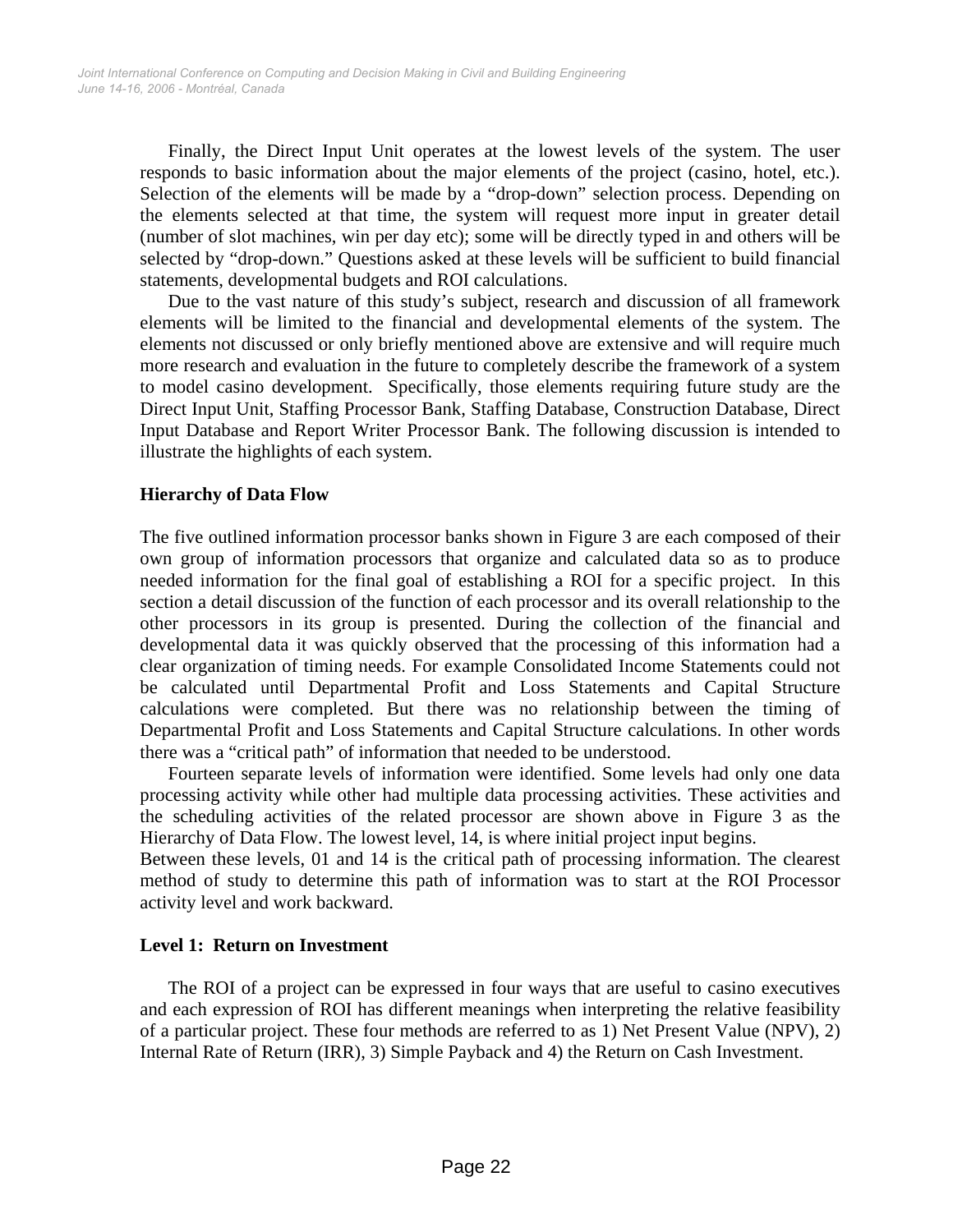Finally, the Direct Input Unit operates at the lowest levels of the system. The user responds to basic information about the major elements of the project (casino, hotel, etc.). Selection of the elements will be made by a "drop-down" selection process. Depending on the elements selected at that time, the system will request more input in greater detail (number of slot machines, win per day etc); some will be directly typed in and others will be selected by "drop-down." Questions asked at these levels will be sufficient to build financial statements, developmental budgets and ROI calculations.

Due to the vast nature of this study's subject, research and discussion of all framework elements will be limited to the financial and developmental elements of the system. The elements not discussed or only briefly mentioned above are extensive and will require much more research and evaluation in the future to completely describe the framework of a system to model casino development. Specifically, those elements requiring future study are the Direct Input Unit, Staffing Processor Bank, Staffing Database, Construction Database, Direct Input Database and Report Writer Processor Bank. The following discussion is intended to illustrate the highlights of each system.

**Hierarchy of Data Flow**

The five outlined information processor banks shown in Figure 3 are each composed of their own group of information processors that organize and calculated data so as to produce needed information for the final goal of establishing a ROI for a specific project. In this section a detail discussion of the function of each processor and its overall relationship to the other processors in its group is presented. During the collection of the financial and developmental data it was quickly observed that the processing of this information had a clear organization of timing needs. For example Consolidated Income Statements could not be calculated until Departmental Profit and Loss Statements and Capital Structure calculations were completed. But there was no relationship between the timing of Departmental Profit and Loss Statements and Capital Structure calculations. In other words there was a "critical path" of information that needed to be understood.

Fourteen separate levels of information were identified. Some levels had only one data processing activity while other had multiple data processing activities. These activities and the scheduling activities of the related processor are shown above in Figure 3 as the Hierarchy of Data Flow. The lowest level, 14, is where initial project input begins.
Between these levels, 01 and 14 is the critical path of processing information. The clearest method of study to determine this path of information was to start at the ROI Processor activity level and work backward.

**Level 1: Return on Investment**

The ROI of a project can be expressed in four ways that are useful to casino executives and each expression of ROI has different meanings when interpreting the relative feasibility of a particular project. These four methods are referred to as 1) Net Present Value (NPV), 2) Internal Rate of Return (IRR), 3) Simple Payback and 4) the Return on Cash Investment.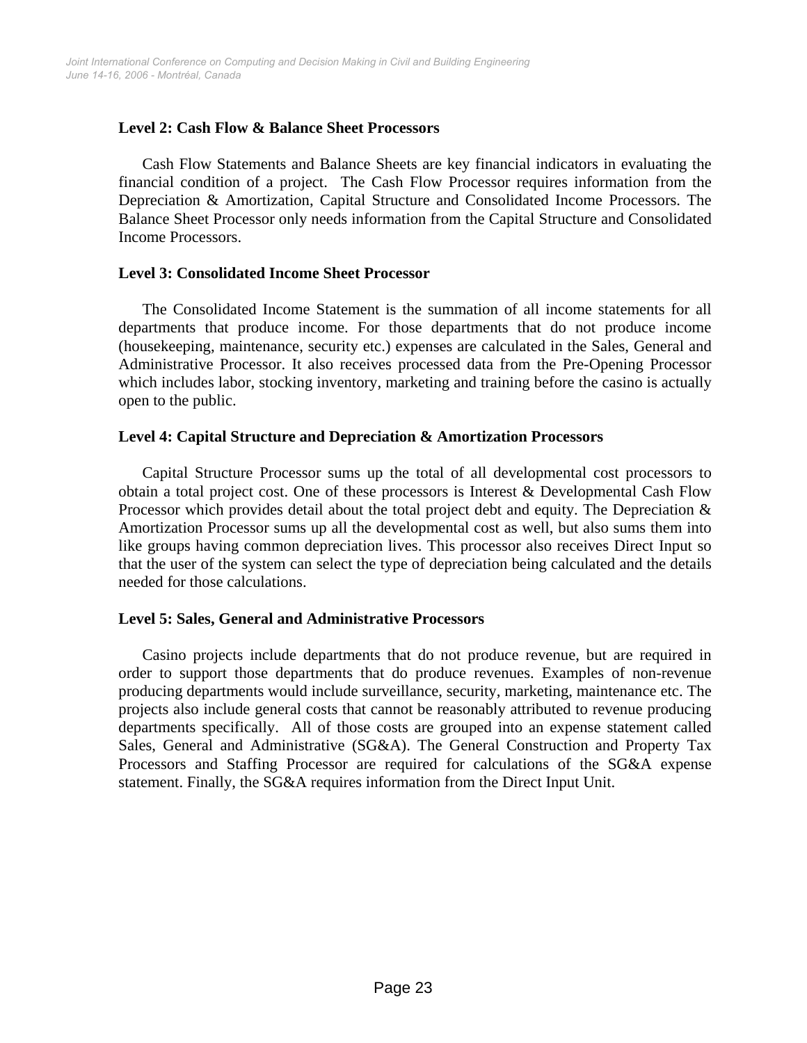### Level 2: Cash Flow & Balance Sheet Processors

Cash Flow Statements and Balance Sheets are key financial indicators in evaluating the financial condition of a project. The Cash Flow Processor requires information from the Depreciation & Amortization, Capital Structure and Consolidated Income Processors. The Balance Sheet Processor only needs information from the Capital Structure and Consolidated Income Processors.

### Level 3: Consolidated Income Sheet Processor

The Consolidated Income Statement is the summation of all income statements for all departments that produce income. For those departments that do not produce income (housekeeping, maintenance, security etc.) expenses are calculated in the Sales, General and Administrative Processor. It also receives processed data from the Pre-Opening Processor which includes labor, stocking inventory, marketing and training before the casino is actually open to the public.

### Level 4: Capital Structure and Depreciation & Amortization Processors

Capital Structure Processor sums up the total of all developmental cost processors to obtain a total project cost. One of these processors is Interest & Developmental Cash Flow Processor which provides detail about the total project debt and equity. The Depreciation & Amortization Processor sums up all the developmental cost as well, but also sums them into like groups having common depreciation lives. This processor also receives Direct Input so that the user of the system can select the type of depreciation being calculated and the details needed for those calculations.

### Level 5: Sales, General and Administrative Processors

Casino projects include departments that do not produce revenue, but are required in order to support those departments that do produce revenues. Examples of non-revenue producing departments would include surveillance, security, marketing, maintenance etc. The projects also include general costs that cannot be reasonably attributed to revenue producing departments specifically. All of those costs are grouped into an expense statement called Sales, General and Administrative (SG&A). The General Construction and Property Tax Processors and Staffing Processor are required for calculations of the SG&A expense statement. Finally, the SG&A requires information from the Direct Input Unit.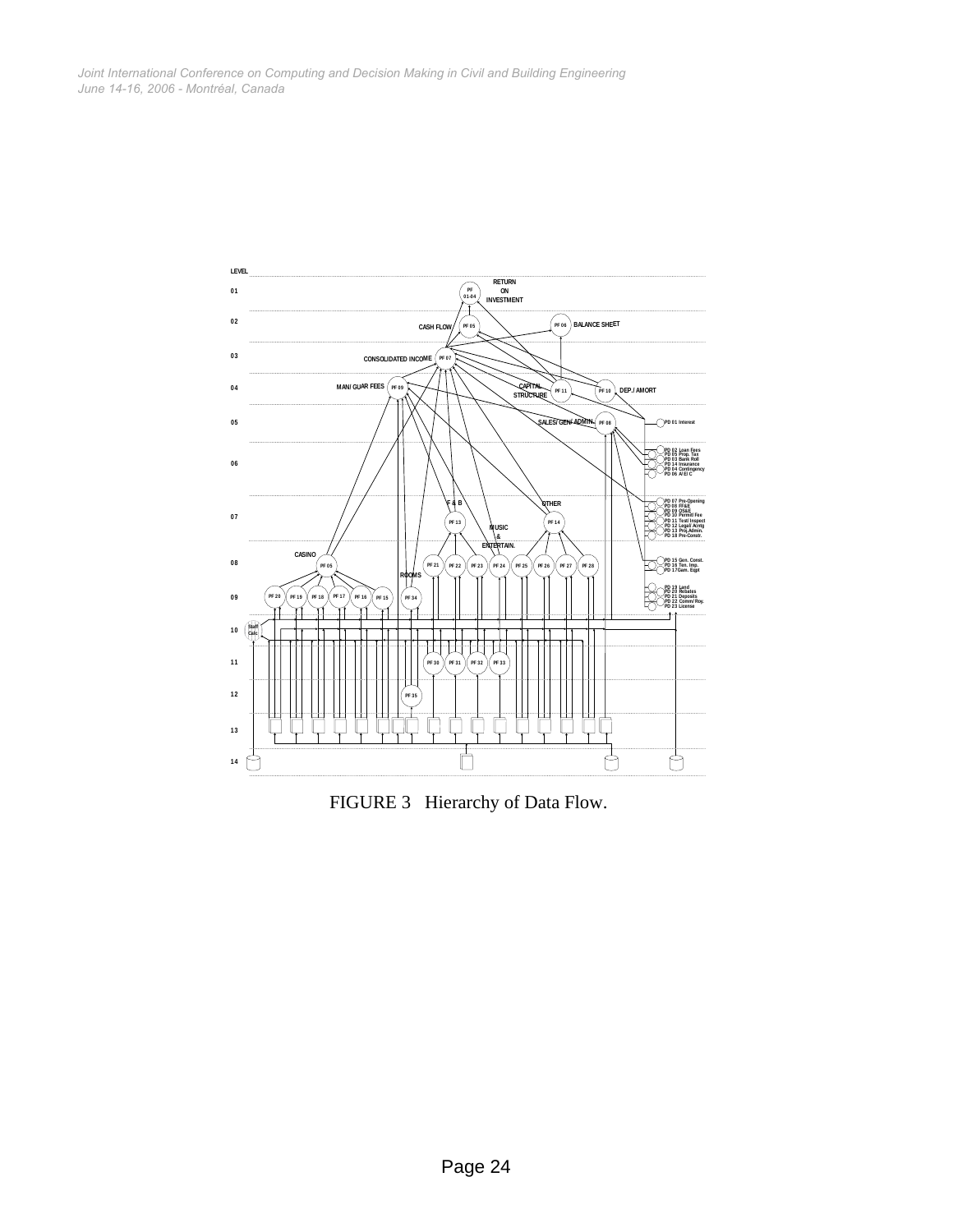FIGURE 3   Hierarchy of Data Flow.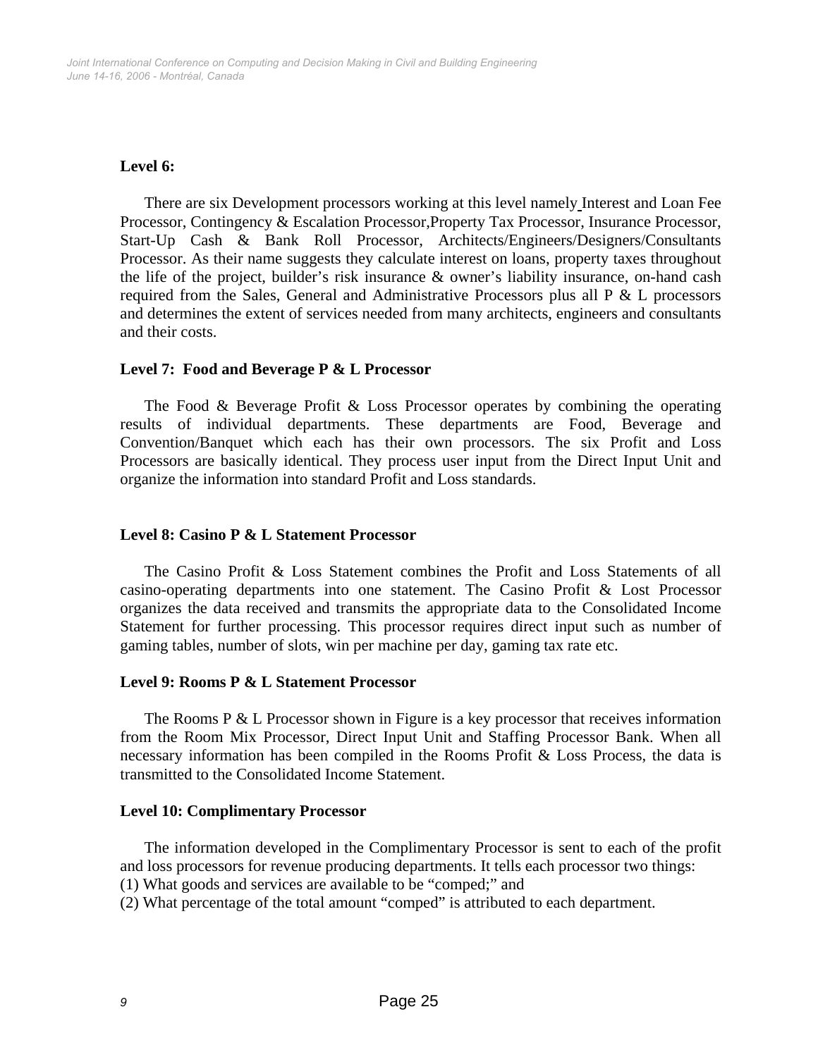**Level 6:**

There are six Development processors working at this level namely Interest and Loan Fee Processor, Contingency & Escalation Processor,Property Tax Processor, Insurance Processor, Start-Up Cash & Bank Roll Processor, Architects/Engineers/Designers/Consultants Processor. As their name suggests they calculate interest on loans, property taxes throughout the life of the project, builder's risk insurance & owner's liability insurance, on-hand cash required from the Sales, General and Administrative Processors plus all P & L processors and determines the extent of services needed from many architects, engineers and consultants and their costs.

**Level 7: Food and Beverage P & L Processor**

The Food & Beverage Profit & Loss Processor operates by combining the operating results of individual departments. These departments are Food, Beverage and Convention/Banquet which each has their own processors. The six Profit and Loss Processors are basically identical. They process user input from the Direct Input Unit and organize the information into standard Profit and Loss standards.

**Level 8: Casino P & L Statement Processor**

The Casino Profit & Loss Statement combines the Profit and Loss Statements of all casino-operating departments into one statement. The Casino Profit & Lost Processor organizes the data received and transmits the appropriate data to the Consolidated Income Statement for further processing. This processor requires direct input such as number of gaming tables, number of slots, win per machine per day, gaming tax rate etc.

**Level 9: Rooms P & L Statement Processor**

The Rooms P & L Processor shown in Figure is a key processor that receives information from the Room Mix Processor, Direct Input Unit and Staffing Processor Bank. When all necessary information has been compiled in the Rooms Profit & Loss Process, the data is transmitted to the Consolidated Income Statement.

**Level 10: Complimentary Processor**

The information developed in the Complimentary Processor is sent to each of the profit and loss processors for revenue producing departments. It tells each processor two things:
(1) What goods and services are available to be "comped;" and
(2) What percentage of the total amount "comped" is attributed to each department.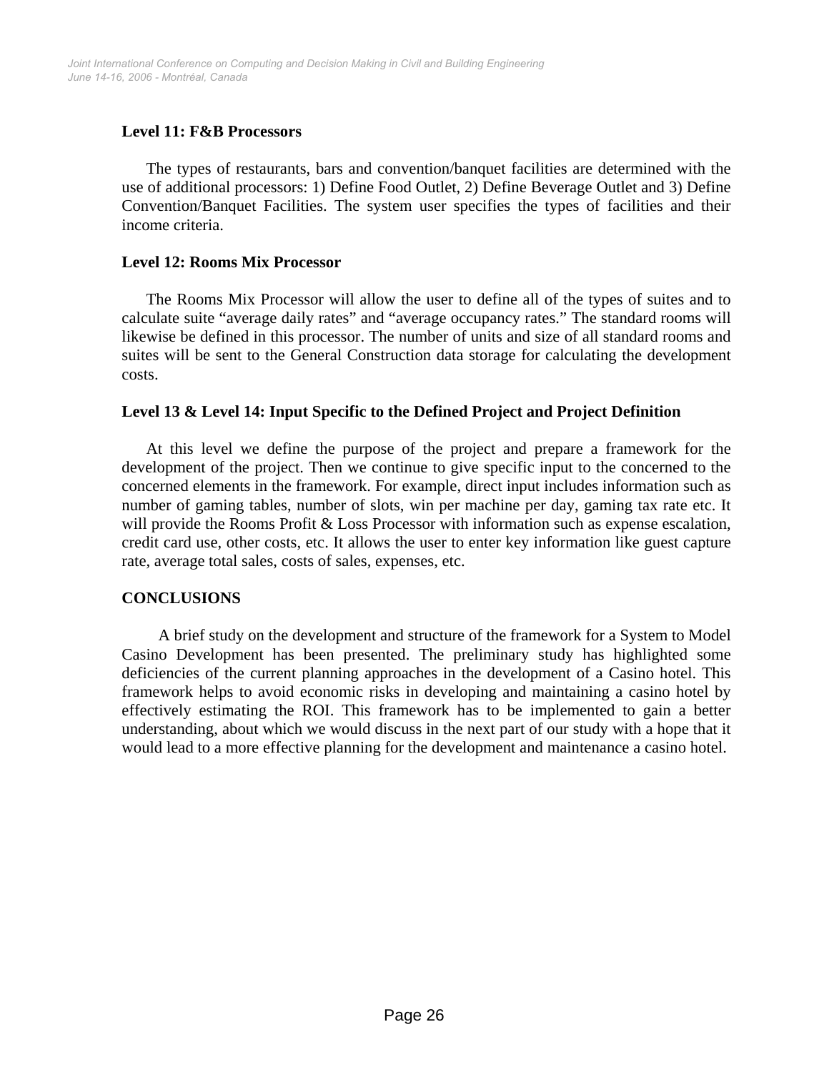### Level 11: F&B Processors

The types of restaurants, bars and convention/banquet facilities are determined with the use of additional processors: 1) Define Food Outlet, 2) Define Beverage Outlet and 3) Define Convention/Banquet Facilities. The system user specifies the types of facilities and their income criteria.

### Level 12: Rooms Mix Processor

The Rooms Mix Processor will allow the user to define all of the types of suites and to calculate suite "average daily rates" and "average occupancy rates." The standard rooms will likewise be defined in this processor. The number of units and size of all standard rooms and suites will be sent to the General Construction data storage for calculating the development costs.

### Level 13 & Level 14: Input Specific to the Defined Project and Project Definition

At this level we define the purpose of the project and prepare a framework for the development of the project. Then we continue to give specific input to the concerned to the concerned elements in the framework. For example, direct input includes information such as number of gaming tables, number of slots, win per machine per day, gaming tax rate etc. It will provide the Rooms Profit & Loss Processor with information such as expense escalation, credit card use, other costs, etc. It allows the user to enter key information like guest capture rate, average total sales, costs of sales, expenses, etc.

## CONCLUSIONS

A brief study on the development and structure of the framework for a System to Model Casino Development has been presented. The preliminary study has highlighted some deficiencies of the current planning approaches in the development of a Casino hotel. This framework helps to avoid economic risks in developing and maintaining a casino hotel by effectively estimating the ROI. This framework has to be implemented to gain a better understanding, about which we would discuss in the next part of our study with a hope that it would lead to a more effective planning for the development and maintenance a casino hotel.